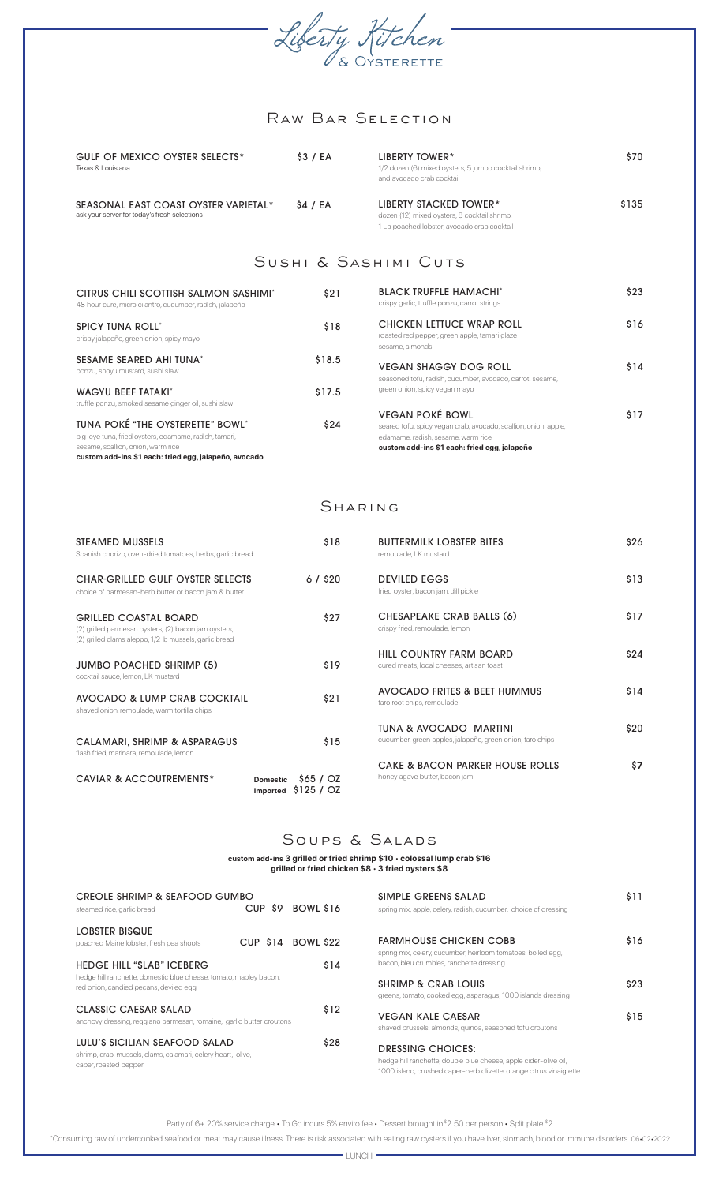# Liberty Kitchen & Oysterette

## Raw Bar Selection

**GULF OF MEXICO OYSTER SELECTS*** — $3 / EA
Texas & Louisiana

**SEASONAL EAST COAST OYSTER VARIETAL*** — $4 / EA
ask your server for today's fresh selections

**LIBERTY TOWER*** — $70
1/2 dozen (6) mixed oysters, 5 jumbo cocktail shrimp, and avocado crab cocktail

**LIBERTY STACKED TOWER*** — $135
dozen (12) mixed oysters, 8 cocktail shrimp, 1 Lb poached lobster, avocado crab cocktail

## Sushi & Sashimi Cuts

**CITRUS CHILI SCOTTISH SALMON SASHIMI*** — $21
48 hour cure, micro cilantro, cucumber, radish, jalapeño

**SPICY TUNA ROLL*** — $18
crispy jalapeño, green onion, spicy mayo

**SESAME SEARED AHI TUNA*** — $18.5
ponzu, shoyu mustard, sushi slaw

**WAGYU BEEF TATAKI*** — $17.5
truffle ponzu, smoked sesame ginger oil, sushi slaw

**TUNA POKÉ "THE OYSTERETTE" BOWL*** — $24
big-eye tuna, fried oysters, edamame, radish, tamari, sesame, scallion, onion, warm rice
**custom add-ins $1 each: fried egg, jalapeño, avocado**

**BLACK TRUFFLE HAMACHI*** — $23
crispy garlic, truffle ponzu, carrot strings

**CHICKEN LETTUCE WRAP ROLL** — $16
roasted red pepper, green apple, tamari glaze sesame, almonds

**VEGAN SHAGGY DOG ROLL** — $14
seasoned tofu, radish, cucumber, avocado, carrot, sesame, green onion, spicy vegan mayo

**VEGAN POKÉ BOWL** — $17
seared tofu, spicy vegan crab, avocado, scallion, onion, apple, edamame, radish, sesame, warm rice
**custom add-ins $1 each: fried egg, jalapeño**

## Sharing

**STEAMED MUSSELS** — $18
Spanish chorizo, oven-dried tomatoes, herbs, garlic bread

**CHAR-GRILLED GULF OYSTER SELECTS** — 6 / $20
choice of parmesan-herb butter or bacon jam & butter

**GRILLED COASTAL BOARD** — $27
(2) grilled parmesan oysters, (2) bacon jam oysters, (2) grilled clams aleppo, 1/2 lb mussels, garlic bread

**JUMBO POACHED SHRIMP (5)** — $19
cocktail sauce, lemon, LK mustard

**AVOCADO & LUMP CRAB COCKTAIL** — $21
shaved onion, remoulade, warm tortilla chips

**CALAMARI, SHRIMP & ASPARAGUS** — $15
flash fried, marinara, remoulade, lemon

**CAVIAR & ACCOUTREMENTS*** — Domestic $65 / OZ, Imported $125 / OZ

**BUTTERMILK LOBSTER BITES** — $26
remoulade, LK mustard

**DEVILED EGGS** — $13
fried oyster, bacon jam, dill pickle

**CHESAPEAKE CRAB BALLS (6)** — $17
crispy fried, remoulade, lemon

**HILL COUNTRY FARM BOARD** — $24
cured meats, local cheeses, artisan toast

**AVOCADO FRITES & BEET HUMMUS** — $14
taro root chips, remoulade

**TUNA & AVOCADO MARTINI** — $20
cucumber, green apples, jalapeño, green onion, taro chips

**CAKE & BACON PARKER HOUSE ROLLS** — $7
honey agave butter, bacon jam

## Soups & Salads

**custom add-ins 3 grilled or fried shrimp $10 · colossal lump crab $16**
**grilled or fried chicken $8 · 3 fried oysters $8**

**CREOLE SHRIMP & SEAFOOD GUMBO** — CUP $9 BOWL $16
steamed rice, garlic bread

**LOBSTER BISQUE** — CUP $14 BOWL $22
poached Maine lobster, fresh pea shoots

**HEDGE HILL "SLAB" ICEBERG** — $14
hedge hill ranchette, domestic blue cheese, tomato, mapley bacon, red onion, candied pecans, deviled egg

**CLASSIC CAESAR SALAD** — $12
anchovy dressing, reggiano parmesan, romaine, garlic butter croutons

**LULU'S SICILIAN SEAFOOD SALAD** — $28
shrimp, crab, mussels, clams, calamari, celery heart, olive, caper, roasted pepper

**SIMPLE GREENS SALAD** — $11
spring mix, apple, celery, radish, cucumber, choice of dressing

**FARMHOUSE CHICKEN COBB** — $16
spring mix, celery, cucumber, heirloom tomatoes, boiled egg, bacon, bleu crumbles, ranchette dressing

**SHRIMP & CRAB LOUIS** — $23
greens, tomato, cooked egg, asparagus, 1000 islands dressing

**VEGAN KALE CAESAR** — $15
shaved brussels, almonds, quinoa, seasoned tofu croutons

**DRESSING CHOICES:**
hedge hill ranchette, double blue cheese, apple cider-olive oil, 1000 island, crushed caper-herb olivette, orange citrus vinaigrette

Party of 6+ 20% service charge • To Go incurs 5% enviro fee • Dessert brought in $2.50 per person • Split plate $2

*Consuming raw or undercooked seafood or meat may cause illness. There is risk associated with eating raw oysters if you have liver, stomach, blood or immune disorders. 06•02•2022

LUNCH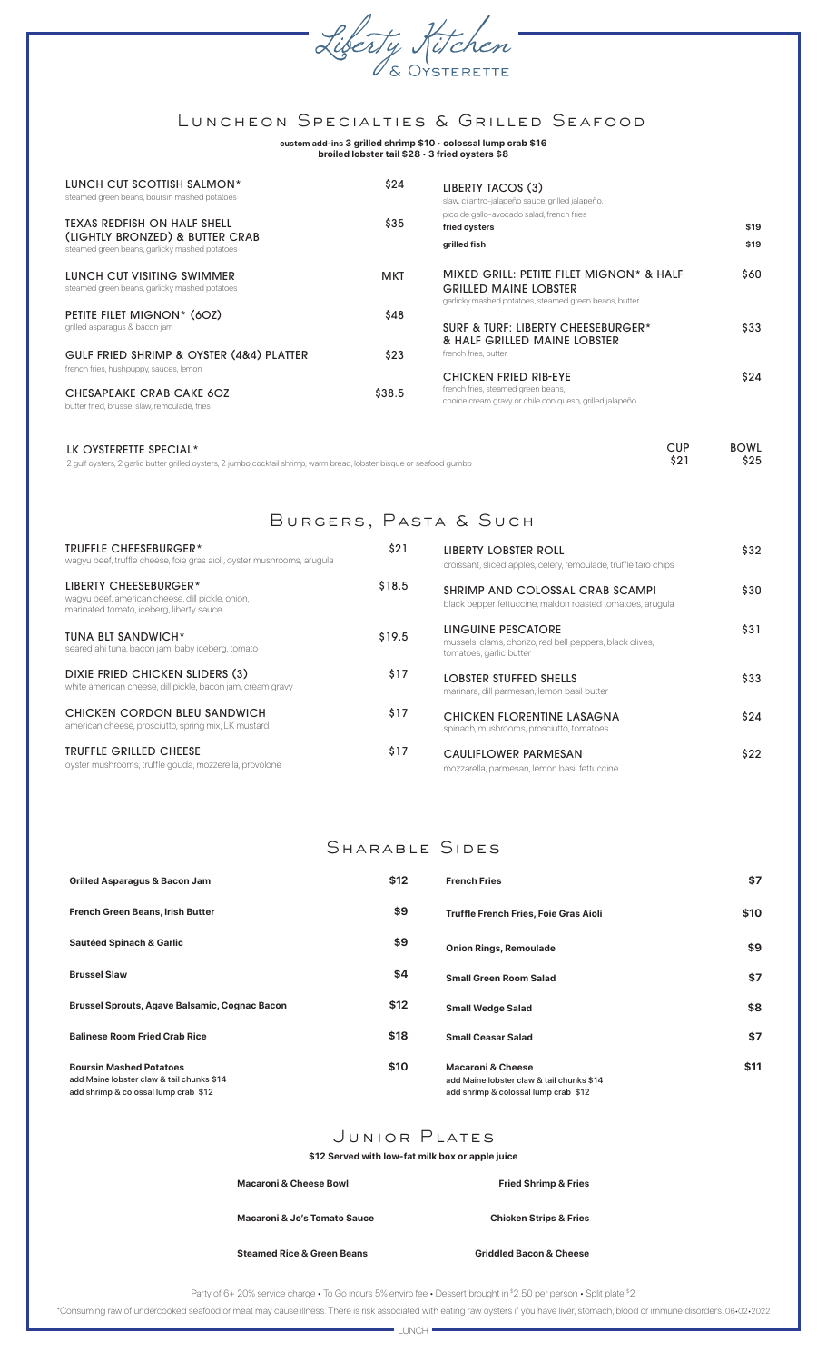# Liberty Kitchen & Oysterette

## Luncheon Specialties & Grilled Seafood

**custom add-ins 3 grilled shrimp $10 · colossal lump crab $16**
**broiled lobster tail $28 · 3 fried oysters $8**

LUNCH CUT SCOTTISH SALMON* — $24
steamed green beans, boursin mashed potatoes

TEXAS REDFISH ON HALF SHELL (LIGHTLY BRONZED) & BUTTER CRAB — $35
steamed green beans, garlicky mashed potatoes

LUNCH CUT VISITING SWIMMER — MKT
steamed green beans, garlicky mashed potatoes

PETITE FILET MIGNON* (6OZ) — $48
grilled asparagus & bacon jam

GULF FRIED SHRIMP & OYSTER (4&4) PLATTER — $23
french fries, hushpuppy, sauces, lemon

CHESAPEAKE CRAB CAKE 6OZ — $38.5
butter fried, brussel slaw, remoulade, fries

LIBERTY TACOS (3)
slaw, cilantro-jalapeño sauce, grilled jalapeño, pico de gallo-avocado salad, french fries
**fried oysters** — $19
**grilled fish** — $19

MIXED GRILL: PETITE FILET MIGNON* & HALF GRILLED MAINE LOBSTER — $60
garlicky mashed potatoes, steamed green beans, butter

SURF & TURF: LIBERTY CHEESEBURGER* & HALF GRILLED MAINE LOBSTER — $33
french fries, butter

CHICKEN FRIED RIB-EYE — $24
french fries, steamed green beans, choice cream gravy or chile con queso, grilled jalapeño

LK OYSTERETTE SPECIAL* — CUP $21 / BOWL $25
2 gulf oysters, 2 garlic butter grilled oysters, 2 jumbo cocktail shrimp, warm bread, lobster bisque or seafood gumbo

## Burgers, Pasta & Such

TRUFFLE CHEESEBURGER* — $21
wagyu beef, truffle cheese, foie gras aioli, oyster mushrooms, arugula

LIBERTY CHEESEBURGER* — $18.5
wagyu beef, american cheese, dill pickle, onion, marinated tomato, iceberg, liberty sauce

TUNA BLT SANDWICH* — $19.5
seared ahi tuna, bacon jam, baby iceberg, tomato

DIXIE FRIED CHICKEN SLIDERS (3) — $17
white american cheese, dill pickle, bacon jam, cream gravy

CHICKEN CORDON BLEU SANDWICH — $17
american cheese, prosciutto, spring mix, LK mustard

TRUFFLE GRILLED CHEESE — $17
oyster mushrooms, truffle gouda, mozzerella, provolone

LIBERTY LOBSTER ROLL — $32
croissant, sliced apples, celery, remoulade, truffle taro chips

SHRIMP AND COLOSSAL CRAB SCAMPI — $30
black pepper fettuccine, maldon roasted tomatoes, arugula

LINGUINE PESCATORE — $31
mussels, clams, chorizo, red bell peppers, black olives, tomatoes, garlic butter

LOBSTER STUFFED SHELLS — $33
marinara, dill parmesan, lemon basil butter

CHICKEN FLORENTINE LASAGNA — $24
spinach, mushrooms, prosciutto, tomatoes

CAULIFLOWER PARMESAN — $22
mozzarella, parmesan, lemon basil fettuccine

## Sharable Sides

| | | | |
|---|---|---|---|
| **Grilled Asparagus & Bacon Jam** | **$12** | **French Fries** | **$7** |
| **French Green Beans, Irish Butter** | **$9** | **Truffle French Fries, Foie Gras Aioli** | **$10** |
| **Sautéed Spinach & Garlic** | **$9** | **Onion Rings, Remoulade** | **$9** |
| **Brussel Slaw** | **$4** | **Small Green Room Salad** | **$7** |
| **Brussel Sprouts, Agave Balsamic, Cognac Bacon** | **$12** | **Small Wedge Salad** | **$8** |
| **Balinese Room Fried Crab Rice** | **$18** | **Small Ceasar Salad** | **$7** |
| **Boursin Mashed Potatoes**<br>add Maine lobster claw & tail chunks $14<br>add shrimp & colossal lump crab $12 | **$10** | **Macaroni & Cheese**<br>add Maine lobster claw & tail chunks $14<br>add shrimp & colossal lump crab $12 | **$11** |

## Junior Plates

**$12 Served with low-fat milk box or apple juice**

| | |
|---|---|
| **Macaroni & Cheese Bowl** | **Fried Shrimp & Fries** |
| **Macaroni & Jo's Tomato Sauce** | **Chicken Strips & Fries** |
| **Steamed Rice & Green Beans** | **Griddled Bacon & Cheese** |

Party of 6+ 20% service charge • To Go incurs 5% enviro fee • Dessert brought in $2.50 per person • Split plate $2

*Consuming raw of undercooked seafood or meat may cause illness. There is risk associated with eating raw oysters if you have liver, stomach, blood or immune disorders. 06•02•2022

LUNCH